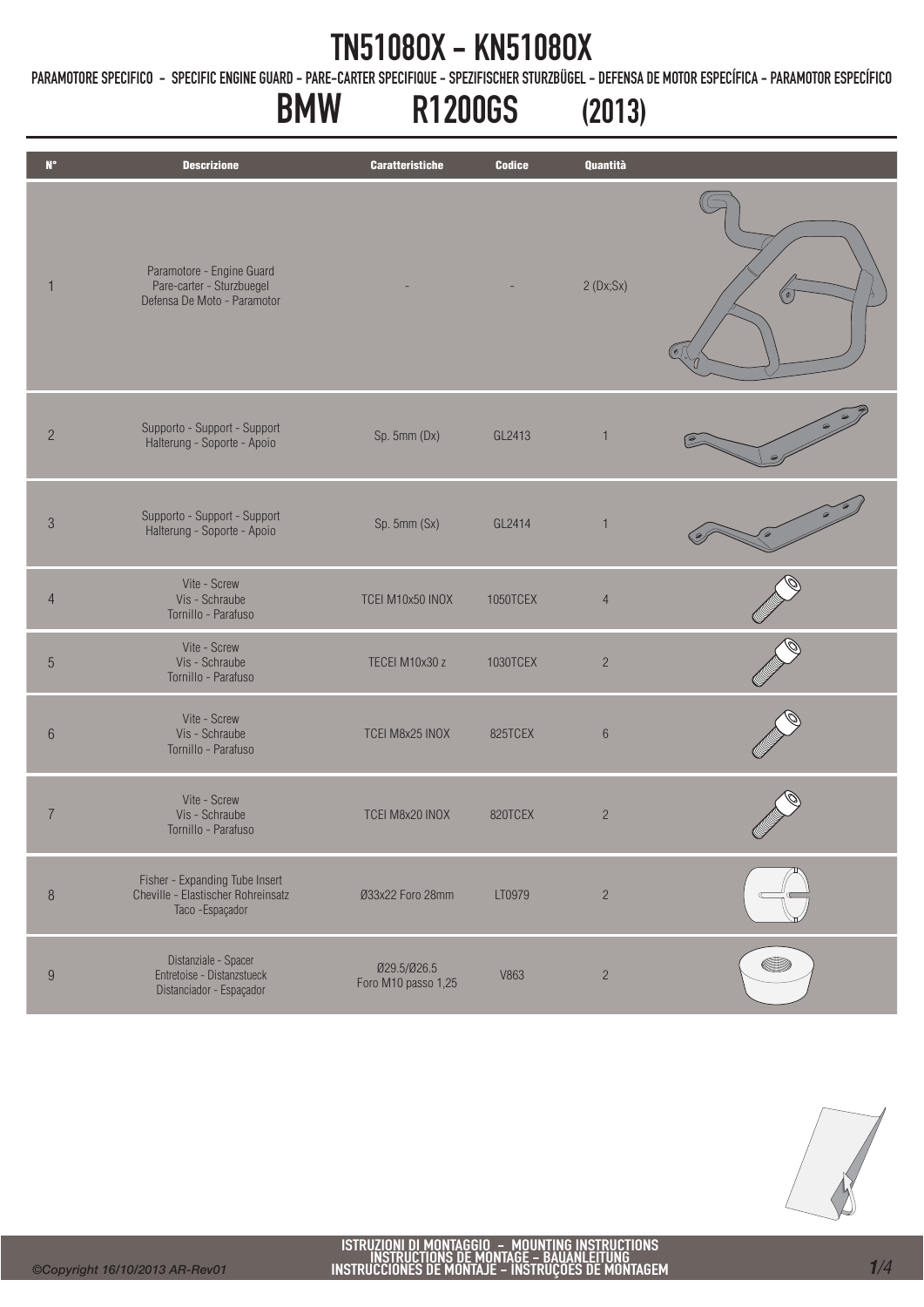# TN5108OX - KN5108OX

PARAMOTORE SPECIFICO - SPECIFIC ENGINE GUARD - PARE-CARTER SPECIFIQUE - SPEZIFISCHER STURZBÜGEL - DEFENSA DE MOTOR ESPECÍFICA - PARAMOTOR ESPECÍFICO

## BMW R1200GS (2013)

| N° | Descrizione | Caratteristiche | Codice | Quantità |
|---|---|---|---|---|
| 1 | Paramotore - Engine Guard Pare-carter - Sturzbuegel Defensa De Moto - Paramotor | - | - | 2 (Dx;Sx) |
| 2 | Supporto - Support - Support Halterung - Soporte - Apoio | Sp. 5mm (Dx) | GL2413 | 1 |
| 3 | Supporto - Support - Support Halterung - Soporte - Apoio | Sp. 5mm (Sx) | GL2414 | 1 |
| 4 | Vite - Screw Vis - Schraube Tornillo - Parafuso | TCEI M10x50 INOX | 1050TCEX | 4 |
| 5 | Vite - Screw Vis - Schraube Tornillo - Parafuso | TECEI M10x30 z | 1030TCEX | 2 |
| 6 | Vite - Screw Vis - Schraube Tornillo - Parafuso | TCEI M8x25 INOX | 825TCEX | 6 |
| 7 | Vite - Screw Vis - Schraube Tornillo - Parafuso | TCEI M8x20 INOX | 820TCEX | 2 |
| 8 | Fisher - Expanding Tube Insert Cheville - Elastischer Rohreinsatz Taco -Espaçador | Ø33x22 Foro 28mm | LT0979 | 2 |
| 9 | Distanziale - Spacer Entretoise - Distanzstueck Distanciador - Espaçador | Ø29.5/Ø26.5 Foro M10 passo 1,25 | V863 | 2 |

ISTRUZIONI DI MONTAGGIO - MOUNTING INSTRUCTIONS
INSTRUCTIONS DE MONTAGE - BAUANLEITUNG
INSTRUCCIONES DE MONTAJE - INSTRUÇOES DE MONTAGEM

©Copyright 16/10/2013 AR-Rev01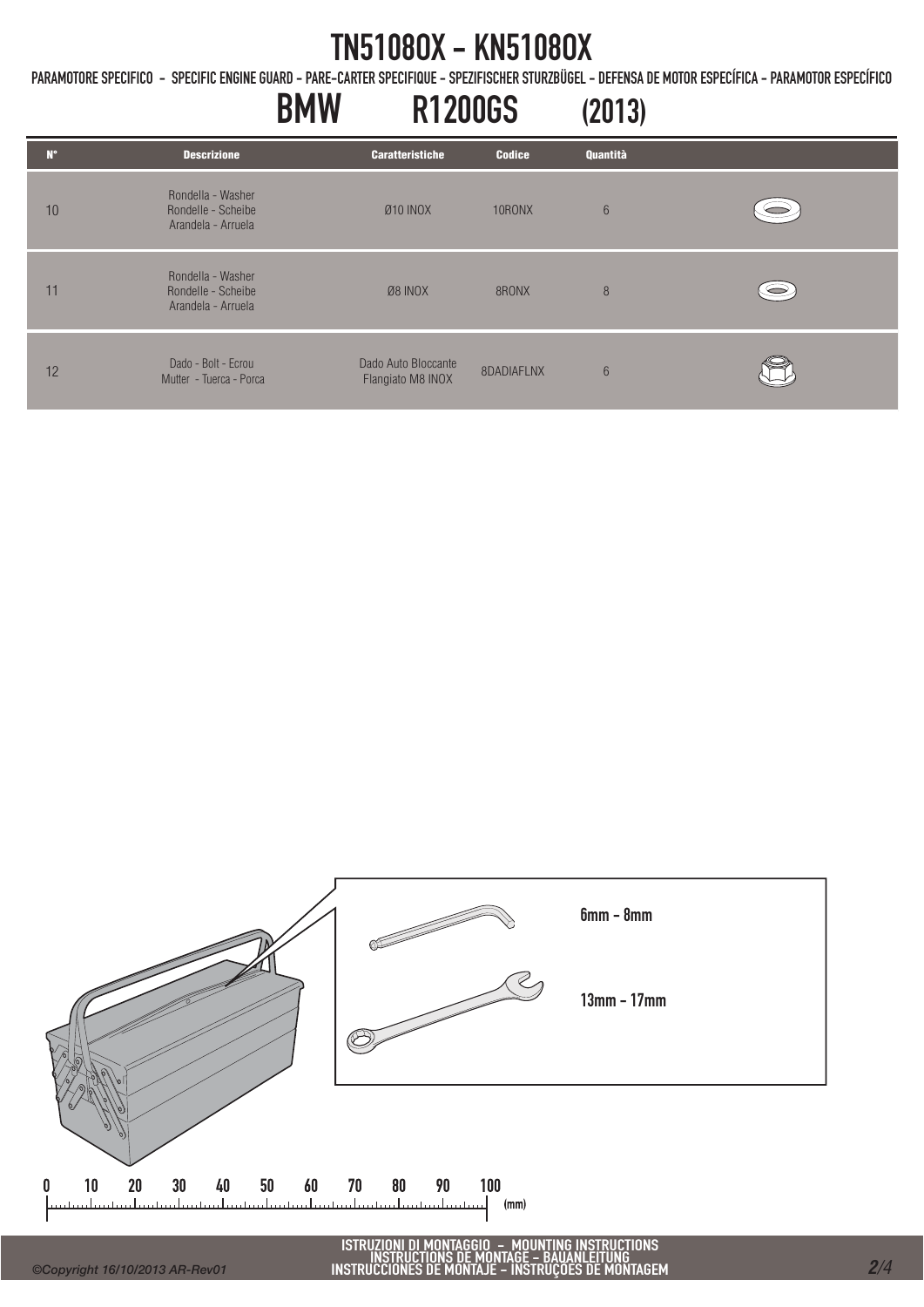# TN5108OX - KN5108OX

PARAMOTORE SPECIFICO - SPECIFIC ENGINE GUARD - PARE-CARTER SPECIFIQUE - SPEZIFISCHER STURZBÜGEL - DEFENSA DE MOTOR ESPECÍFICA - PARAMOTOR ESPECÍFICO

## BMW R1200GS (2013)

| N° | Descrizione | Caratteristiche | Codice | Quantità |
|---|---|---|---|---|
| 10 | Rondella - Washer Rondelle - Scheibe Arandela - Arruela | Ø10 INOX | 10RONX | 6 |
| 11 | Rondella - Washer Rondelle - Scheibe Arandela - Arruela | Ø8 INOX | 8RONX | 8 |
| 12 | Dado - Bolt - Ecrou Mutter - Tuerca - Porca | Dado Auto Bloccante Flangiato M8 INOX | 8DADIAFLNX | 6 |

6mm - 8mm

13mm - 17mm

0 10 20 30 40 50 60 70 80 90 100 (mm)

ISTRUZIONI DI MONTAGGIO - MOUNTING INSTRUCTIONS
INSTRUCTIONS DE MONTAGE - BAUANLEITUNG
INSTRUCCIONES DE MONTAJE - INSTRUÇÕES DE MONTAGEM

©Copyright 16/10/2013 AR-Rev01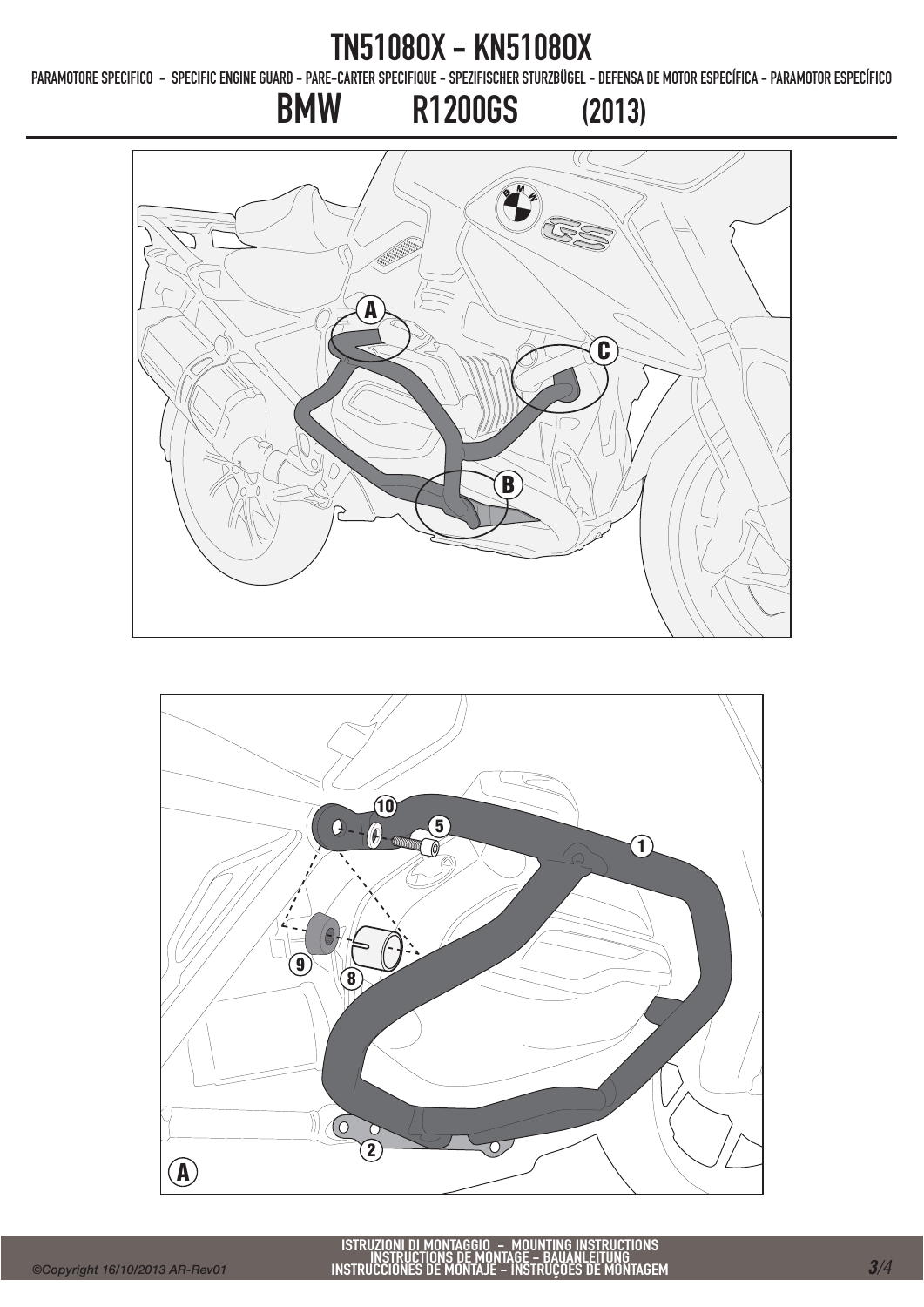# TN5108OX - KN5108OX

PARAMOTORE SPECIFICO - SPECIFIC ENGINE GUARD - PARE-CARTER SPECIFIQUE - SPEZIFISCHER STURZBÜGEL - DEFENSA DE MOTOR ESPECÍFICA - PARAMOTOR ESPECÍFICO

## BMW R1200GS (2013)

A

C

B

10

5

1

9

8

2

A

ISTRUZIONI DI MONTAGGIO - MOUNTING INSTRUCTIONS
INSTRUCTIONS DE MONTAGE - BAUANLEITUNG
INSTRUCCIONES DE MONTAJE - INSTRUÇÕES DE MONTAGEM

©Copyright 16/10/2013 AR-Rev01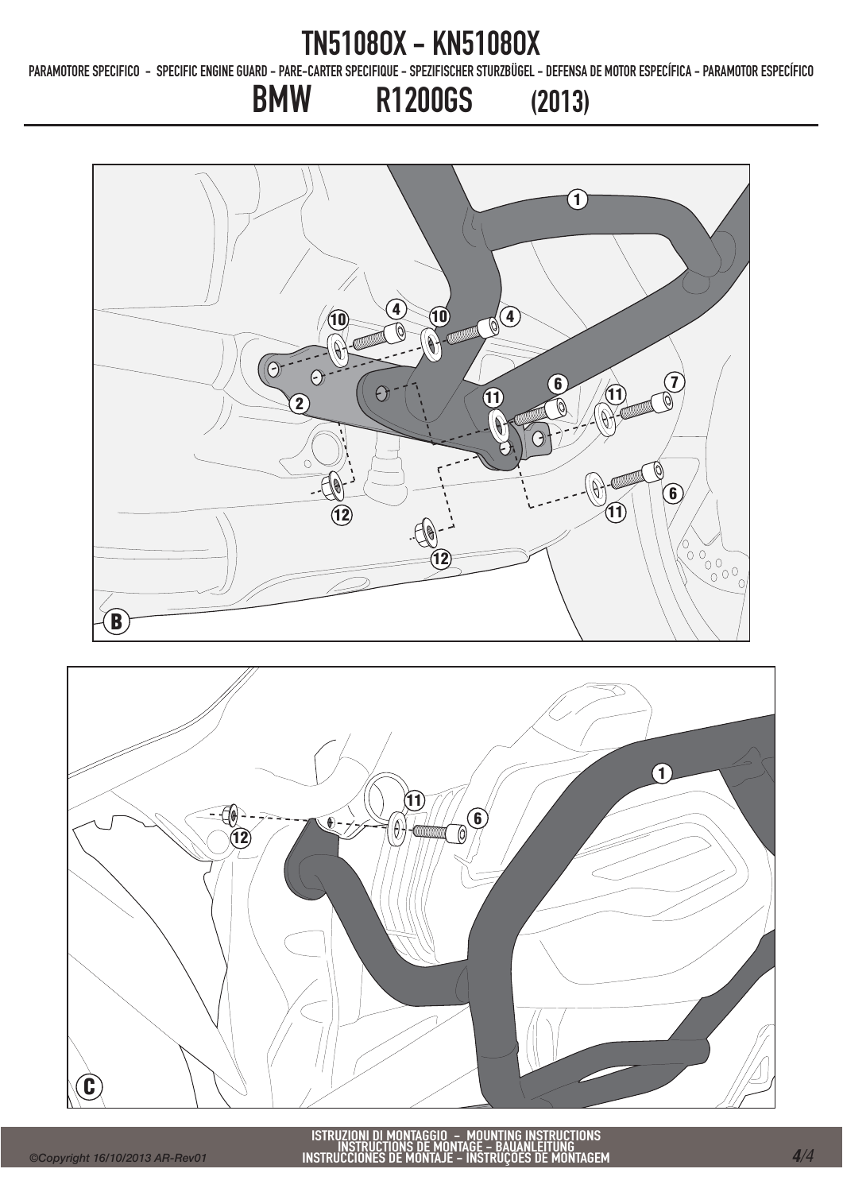# TN5108OX - KN5108OX

PARAMOTORE SPECIFICO - SPECIFIC ENGINE GUARD - PARE-CARTER SPECIFIQUE - SPEZIFISCHER STURZBÜGEL - DEFENSA DE MOTOR ESPECÍFICA - PARAMOTOR ESPECÍFICO

## BMW R1200GS (2013)

1
2
4
10
4
10
6
11
7
11
11
6
11
12
12
B

1
11
6
12
C

ISTRUZIONI DI MONTAGGIO - MOUNTING INSTRUCTIONS
INSTRUCTIONS DE MONTAGE - BAUANLEITUNG
INSTRUCCIONES DE MONTAJE - INSTRUÇÕES DE MONTAGEM

*©Copyright 16/10/2013 AR-Rev01*